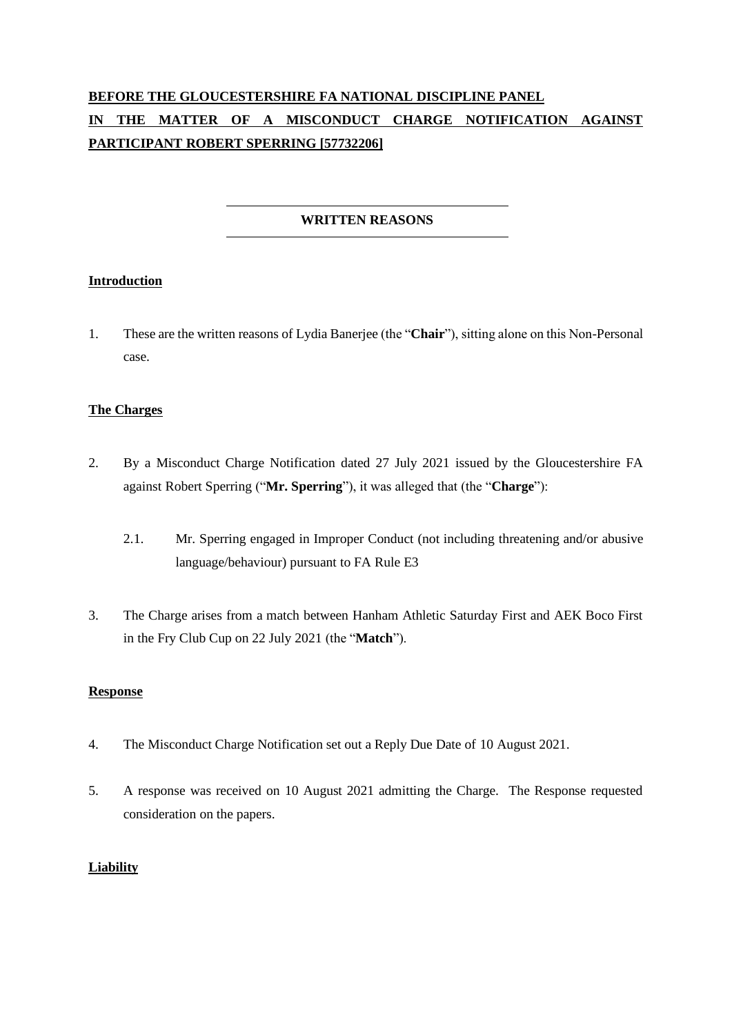**BEFORE THE GLOUCESTERSHIRE FA NATIONAL DISCIPLINE PANEL**

**IN THE MATTER OF A MISCONDUCT CHARGE NOTIFICATION AGAINST PARTICIPANT ROBERT SPERRING [57732206]**

---

**WRITTEN REASONS**

---

## Introduction

1. These are the written reasons of Lydia Banerjee (the "**Chair**"), sitting alone on this Non-Personal case.

## The Charges

2. By a Misconduct Charge Notification dated 27 July 2021 issued by the Gloucestershire FA against Robert Sperring ("**Mr. Sperring**"), it was alleged that (the "**Charge**"):

   2.1. Mr. Sperring engaged in Improper Conduct (not including threatening and/or abusive language/behaviour) pursuant to FA Rule E3

3. The Charge arises from a match between Hanham Athletic Saturday First and AEK Boco First in the Fry Club Cup on 22 July 2021 (the "**Match**").

## Response

4. The Misconduct Charge Notification set out a Reply Due Date of 10 August 2021.

5. A response was received on 10 August 2021 admitting the Charge. The Response requested consideration on the papers.

## Liability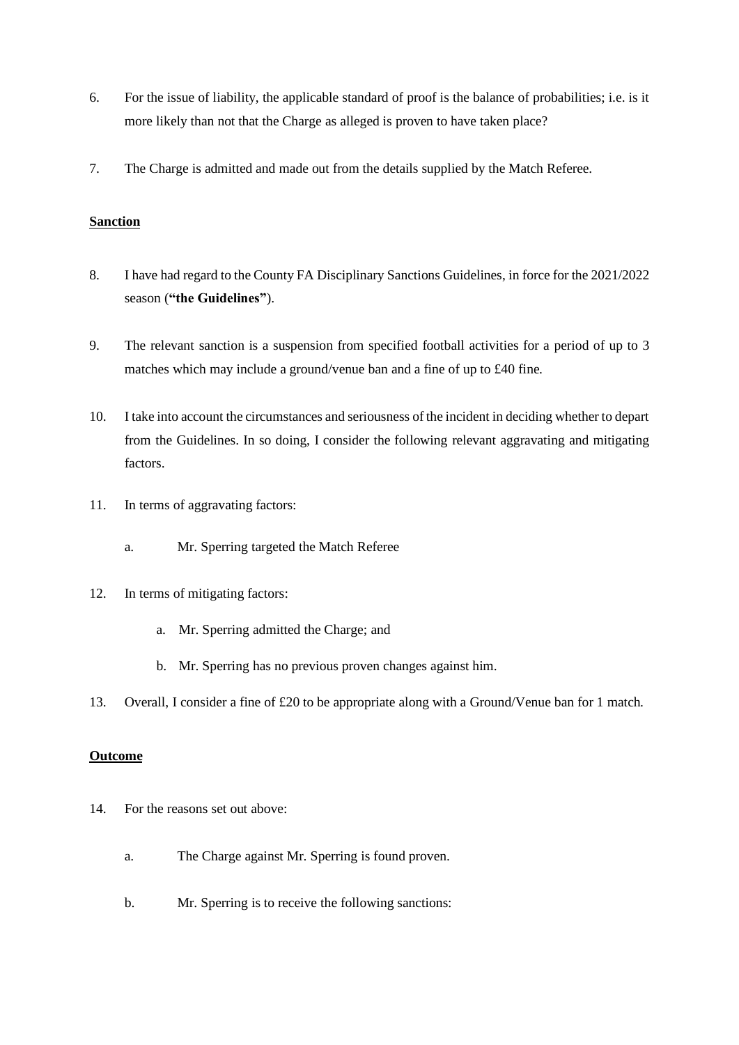6. For the issue of liability, the applicable standard of proof is the balance of probabilities; i.e. is it more likely than not that the Charge as alleged is proven to have taken place?

7. The Charge is admitted and made out from the details supplied by the Match Referee.

**Sanction**

8. I have had regard to the County FA Disciplinary Sanctions Guidelines, in force for the 2021/2022 season (**"the Guidelines"**).

9. The relevant sanction is a suspension from specified football activities for a period of up to 3 matches which may include a ground/venue ban and a fine of up to £40 fine.

10. I take into account the circumstances and seriousness of the incident in deciding whether to depart from the Guidelines. In so doing, I consider the following relevant aggravating and mitigating factors.

11. In terms of aggravating factors:

    a. Mr. Sperring targeted the Match Referee

12. In terms of mitigating factors:

    a. Mr. Sperring admitted the Charge; and

    b. Mr. Sperring has no previous proven changes against him.

13. Overall, I consider a fine of £20 to be appropriate along with a Ground/Venue ban for 1 match.

**Outcome**

14. For the reasons set out above:

    a. The Charge against Mr. Sperring is found proven.

    b. Mr. Sperring is to receive the following sanctions: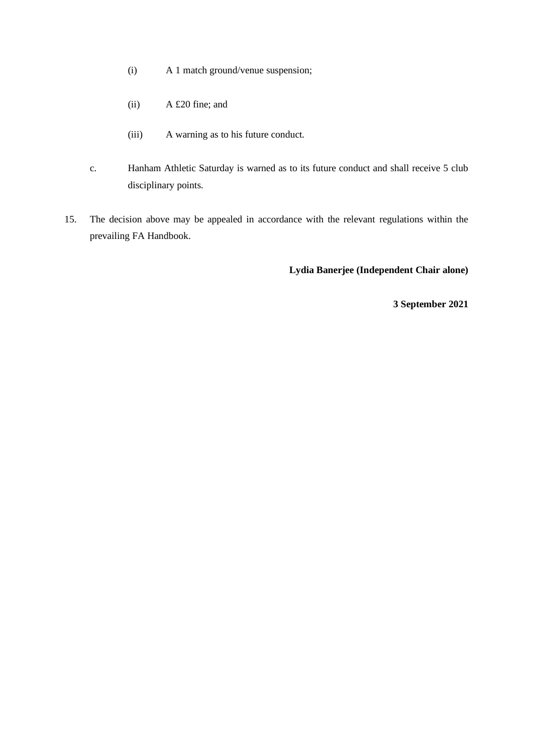(i) A 1 match ground/venue suspension;

(ii) A £20 fine; and

(iii) A warning as to his future conduct.

c. Hanham Athletic Saturday is warned as to its future conduct and shall receive 5 club disciplinary points.

15. The decision above may be appealed in accordance with the relevant regulations within the prevailing FA Handbook.

**Lydia Banerjee (Independent Chair alone)**

**3 September 2021**